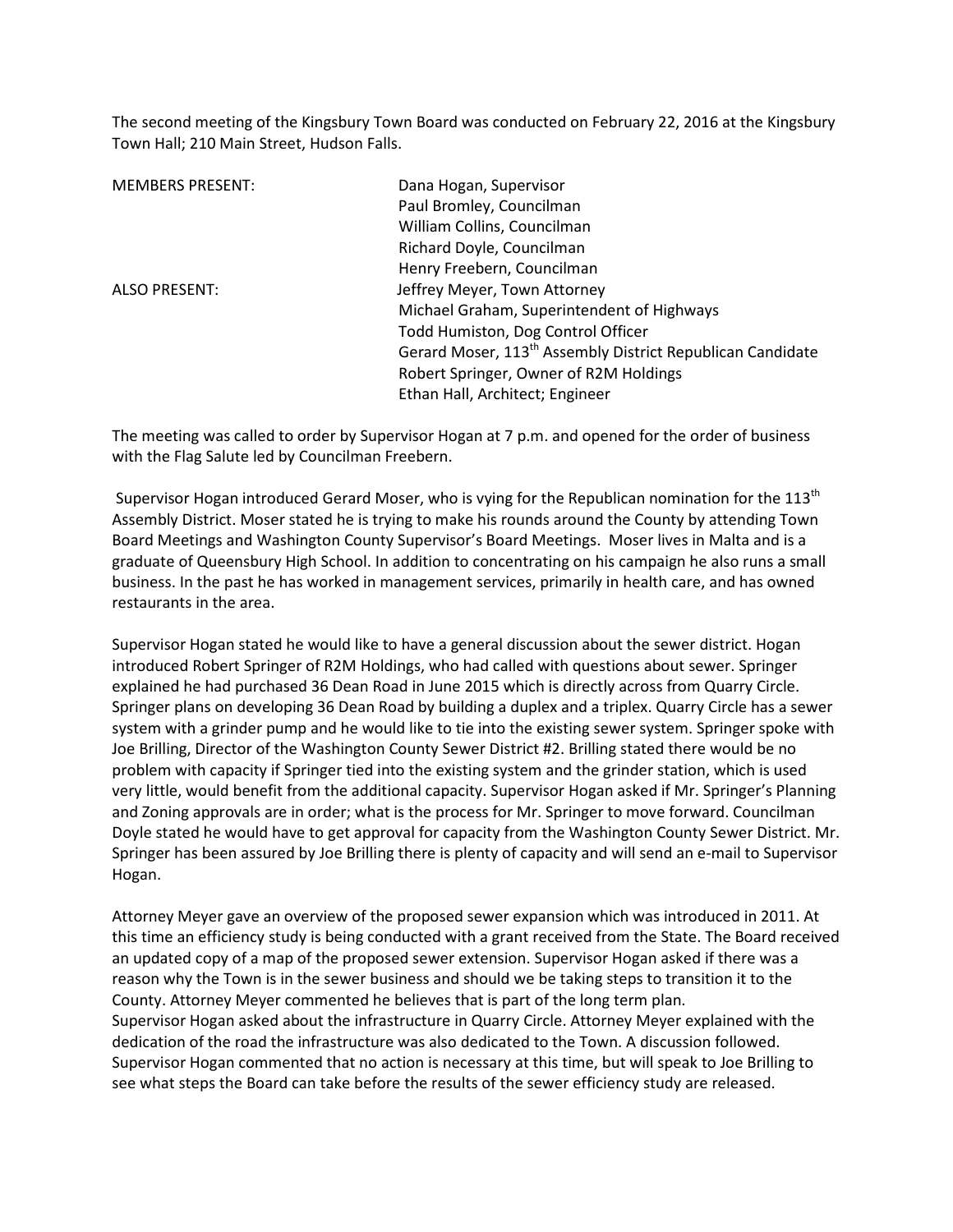The second meeting of the Kingsbury Town Board was conducted on February 22, 2016 at the Kingsbury Town Hall; 210 Main Street, Hudson Falls.

| | |
|---|---|
| MEMBERS PRESENT: | Dana Hogan, Supervisor |
| | Paul Bromley, Councilman |
| | William Collins, Councilman |
| | Richard Doyle, Councilman |
| | Henry Freebern, Councilman |
| ALSO PRESENT: | Jeffrey Meyer, Town Attorney |
| | Michael Graham, Superintendent of Highways |
| | Todd Humiston, Dog Control Officer |
| | Gerard Moser, 113th Assembly District Republican Candidate |
| | Robert Springer, Owner of R2M Holdings |
| | Ethan Hall, Architect; Engineer |

The meeting was called to order by Supervisor Hogan at 7 p.m. and opened for the order of business with the Flag Salute led by Councilman Freebern.

Supervisor Hogan introduced Gerard Moser, who is vying for the Republican nomination for the 113th Assembly District. Moser stated he is trying to make his rounds around the County by attending Town Board Meetings and Washington County Supervisor's Board Meetings. Moser lives in Malta and is a graduate of Queensbury High School. In addition to concentrating on his campaign he also runs a small business. In the past he has worked in management services, primarily in health care, and has owned restaurants in the area.

Supervisor Hogan stated he would like to have a general discussion about the sewer district. Hogan introduced Robert Springer of R2M Holdings, who had called with questions about sewer. Springer explained he had purchased 36 Dean Road in June 2015 which is directly across from Quarry Circle. Springer plans on developing 36 Dean Road by building a duplex and a triplex. Quarry Circle has a sewer system with a grinder pump and he would like to tie into the existing sewer system. Springer spoke with Joe Brilling, Director of the Washington County Sewer District #2. Brilling stated there would be no problem with capacity if Springer tied into the existing system and the grinder station, which is used very little, would benefit from the additional capacity. Supervisor Hogan asked if Mr. Springer's Planning and Zoning approvals are in order; what is the process for Mr. Springer to move forward. Councilman Doyle stated he would have to get approval for capacity from the Washington County Sewer District. Mr. Springer has been assured by Joe Brilling there is plenty of capacity and will send an e-mail to Supervisor Hogan.

Attorney Meyer gave an overview of the proposed sewer expansion which was introduced in 2011. At this time an efficiency study is being conducted with a grant received from the State. The Board received an updated copy of a map of the proposed sewer extension. Supervisor Hogan asked if there was a reason why the Town is in the sewer business and should we be taking steps to transition it to the County. Attorney Meyer commented he believes that is part of the long term plan.
Supervisor Hogan asked about the infrastructure in Quarry Circle. Attorney Meyer explained with the dedication of the road the infrastructure was also dedicated to the Town. A discussion followed. Supervisor Hogan commented that no action is necessary at this time, but will speak to Joe Brilling to see what steps the Board can take before the results of the sewer efficiency study are released.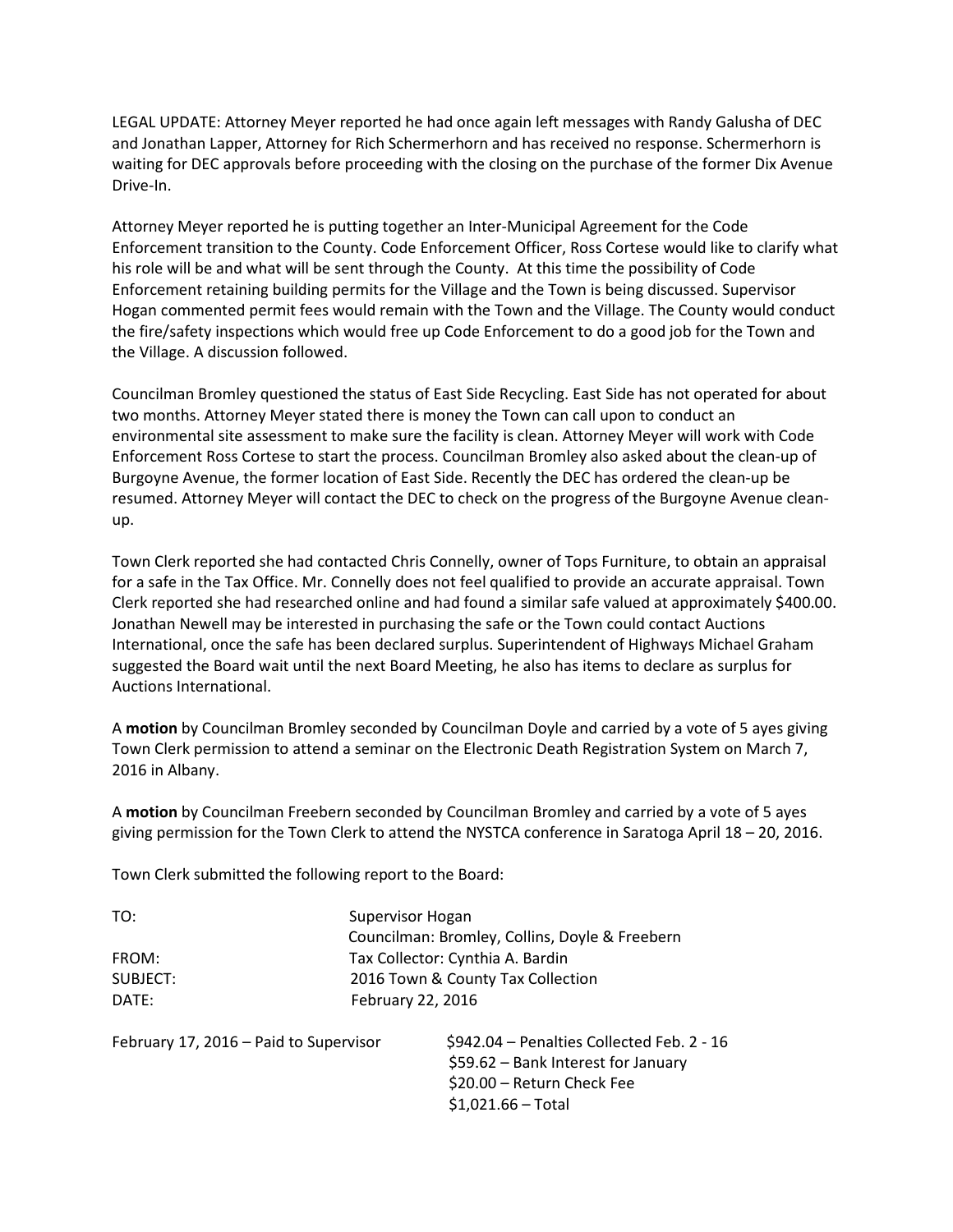LEGAL UPDATE: Attorney Meyer reported he had once again left messages with Randy Galusha of DEC and Jonathan Lapper, Attorney for Rich Schermerhorn and has received no response. Schermerhorn is waiting for DEC approvals before proceeding with the closing on the purchase of the former Dix Avenue Drive-In.

Attorney Meyer reported he is putting together an Inter-Municipal Agreement for the Code Enforcement transition to the County. Code Enforcement Officer, Ross Cortese would like to clarify what his role will be and what will be sent through the County. At this time the possibility of Code Enforcement retaining building permits for the Village and the Town is being discussed. Supervisor Hogan commented permit fees would remain with the Town and the Village. The County would conduct the fire/safety inspections which would free up Code Enforcement to do a good job for the Town and the Village. A discussion followed.

Councilman Bromley questioned the status of East Side Recycling. East Side has not operated for about two months. Attorney Meyer stated there is money the Town can call upon to conduct an environmental site assessment to make sure the facility is clean. Attorney Meyer will work with Code Enforcement Ross Cortese to start the process. Councilman Bromley also asked about the clean-up of Burgoyne Avenue, the former location of East Side. Recently the DEC has ordered the clean-up be resumed. Attorney Meyer will contact the DEC to check on the progress of the Burgoyne Avenue clean-up.

Town Clerk reported she had contacted Chris Connelly, owner of Tops Furniture, to obtain an appraisal for a safe in the Tax Office. Mr. Connelly does not feel qualified to provide an accurate appraisal. Town Clerk reported she had researched online and had found a similar safe valued at approximately $400.00. Jonathan Newell may be interested in purchasing the safe or the Town could contact Auctions International, once the safe has been declared surplus. Superintendent of Highways Michael Graham suggested the Board wait until the next Board Meeting, he also has items to declare as surplus for Auctions International.

A **motion** by Councilman Bromley seconded by Councilman Doyle and carried by a vote of 5 ayes giving Town Clerk permission to attend a seminar on the Electronic Death Registration System on March 7, 2016 in Albany.

A **motion** by Councilman Freebern seconded by Councilman Bromley and carried by a vote of 5 ayes giving permission for the Town Clerk to attend the NYSTCA conference in Saratoga April 18 – 20, 2016.

Town Clerk submitted the following report to the Board:

TO: Supervisor Hogan
Councilman: Bromley, Collins, Doyle & Freebern
FROM: Tax Collector: Cynthia A. Bardin
SUBJECT: 2016 Town & County Tax Collection
DATE: February 22, 2016

February 17, 2016 – Paid to Supervisor
$942.04 – Penalties Collected Feb. 2 - 16
$59.62 – Bank Interest for January
$20.00 – Return Check Fee
$1,021.66 – Total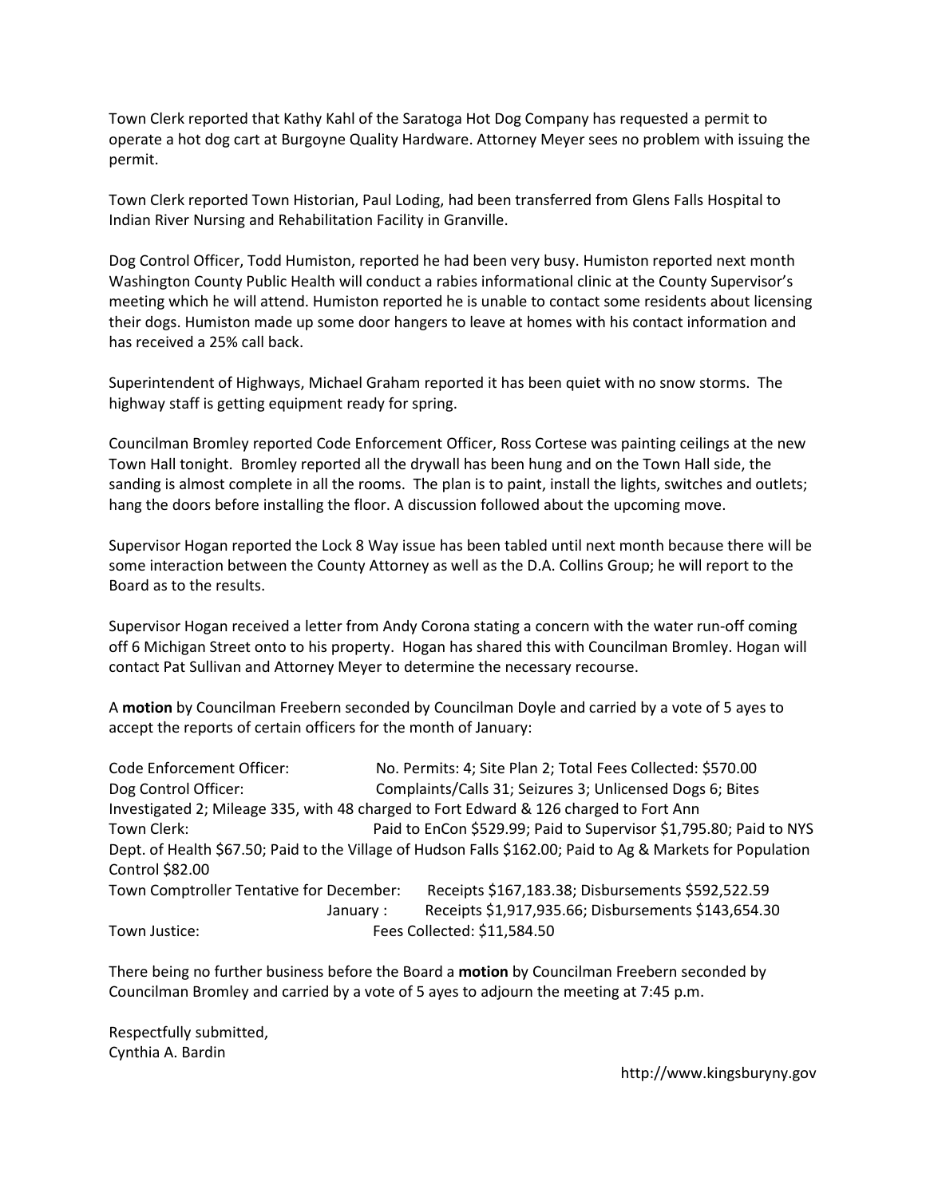Town Clerk reported that Kathy Kahl of the Saratoga Hot Dog Company has requested a permit to operate a hot dog cart at Burgoyne Quality Hardware. Attorney Meyer sees no problem with issuing the permit.

Town Clerk reported Town Historian, Paul Loding, had been transferred from Glens Falls Hospital to Indian River Nursing and Rehabilitation Facility in Granville.

Dog Control Officer, Todd Humiston, reported he had been very busy. Humiston reported next month Washington County Public Health will conduct a rabies informational clinic at the County Supervisor's meeting which he will attend. Humiston reported he is unable to contact some residents about licensing their dogs. Humiston made up some door hangers to leave at homes with his contact information and has received a 25% call back.

Superintendent of Highways, Michael Graham reported it has been quiet with no snow storms. The highway staff is getting equipment ready for spring.

Councilman Bromley reported Code Enforcement Officer, Ross Cortese was painting ceilings at the new Town Hall tonight. Bromley reported all the drywall has been hung and on the Town Hall side, the sanding is almost complete in all the rooms. The plan is to paint, install the lights, switches and outlets; hang the doors before installing the floor. A discussion followed about the upcoming move.

Supervisor Hogan reported the Lock 8 Way issue has been tabled until next month because there will be some interaction between the County Attorney as well as the D.A. Collins Group; he will report to the Board as to the results.

Supervisor Hogan received a letter from Andy Corona stating a concern with the water run-off coming off 6 Michigan Street onto to his property. Hogan has shared this with Councilman Bromley. Hogan will contact Pat Sullivan and Attorney Meyer to determine the necessary recourse.

A **motion** by Councilman Freebern seconded by Councilman Doyle and carried by a vote of 5 ayes to accept the reports of certain officers for the month of January:

Code Enforcement Officer: No. Permits: 4; Site Plan 2; Total Fees Collected: $570.00
Dog Control Officer: Complaints/Calls 31; Seizures 3; Unlicensed Dogs 6; Bites Investigated 2; Mileage 335, with 48 charged to Fort Edward & 126 charged to Fort Ann
Town Clerk: Paid to EnCon $529.99; Paid to Supervisor $1,795.80; Paid to NYS Dept. of Health $67.50; Paid to the Village of Hudson Falls $162.00; Paid to Ag & Markets for Population Control $82.00
Town Comptroller Tentative for December: Receipts $167,183.38; Disbursements $592,522.59
January : Receipts $1,917,935.66; Disbursements $143,654.30
Town Justice: Fees Collected: $11,584.50

There being no further business before the Board a **motion** by Councilman Freebern seconded by Councilman Bromley and carried by a vote of 5 ayes to adjourn the meeting at 7:45 p.m.

Respectfully submitted,
Cynthia A. Bardin

http://www.kingsburyny.gov